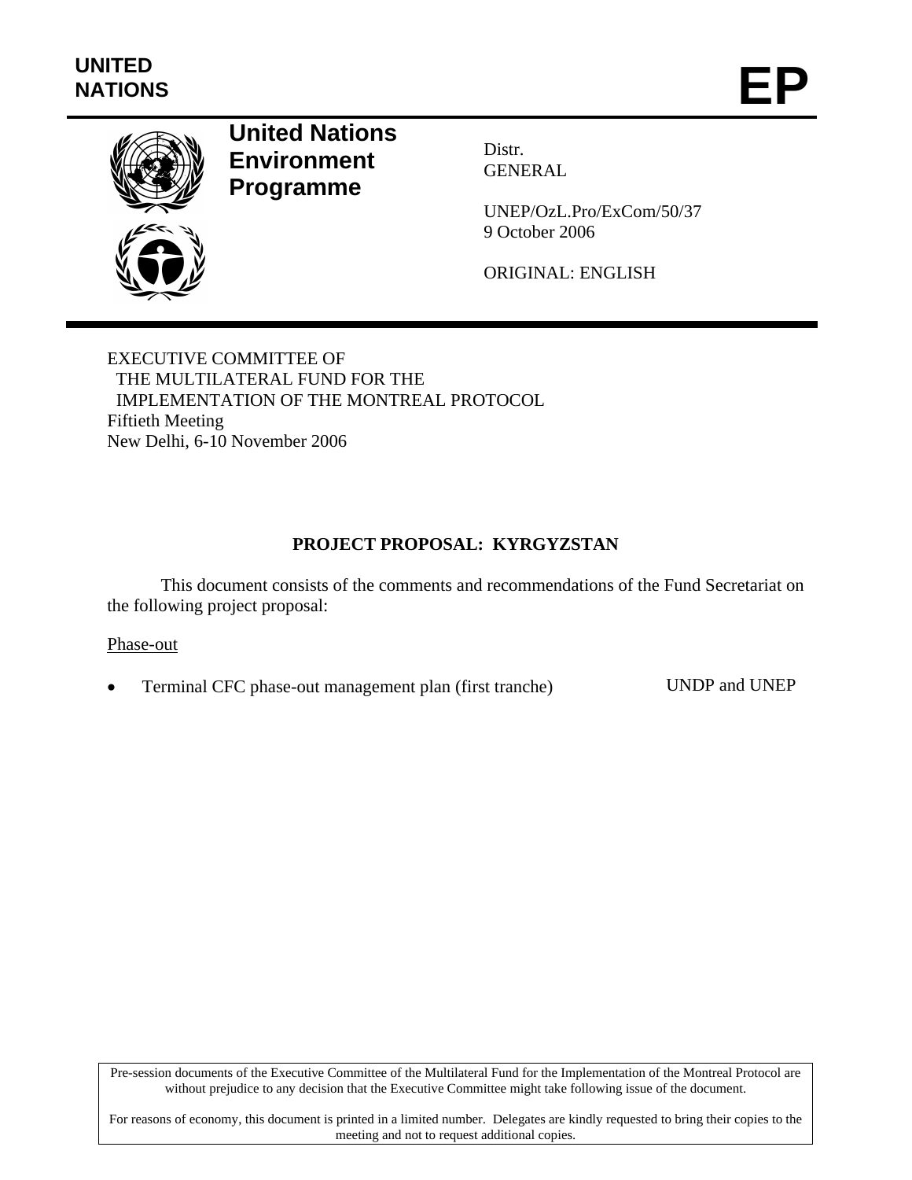UNITED NATIONS

# EP

**United Nations Environment Programme**

Distr.
GENERAL

UNEP/OzL.Pro/ExCom/50/37
9 October 2006

ORIGINAL: ENGLISH

EXECUTIVE COMMITTEE OF
THE MULTILATERAL FUND FOR THE
IMPLEMENTATION OF THE MONTREAL PROTOCOL
Fiftieth Meeting
New Delhi, 6-10 November 2006

## PROJECT PROPOSAL: KYRGYZSTAN

This document consists of the comments and recommendations of the Fund Secretariat on the following project proposal:

Phase-out

- Terminal CFC phase-out management plan (first tranche) UNDP and UNEP

Pre-session documents of the Executive Committee of the Multilateral Fund for the Implementation of the Montreal Protocol are without prejudice to any decision that the Executive Committee might take following issue of the document.

For reasons of economy, this document is printed in a limited number. Delegates are kindly requested to bring their copies to the meeting and not to request additional copies.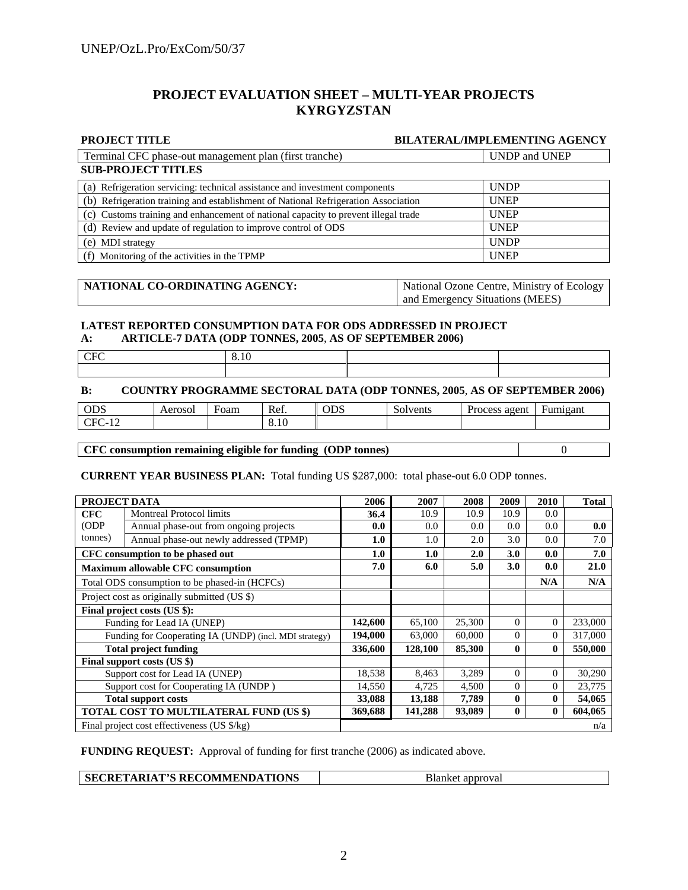## PROJECT EVALUATION SHEET – MULTI-YEAR PROJECTS KYRGYZSTAN

| PROJECT TITLE | BILATERAL/IMPLEMENTING AGENCY |
|---|---|
| Terminal CFC phase-out management plan (first tranche) | UNDP and UNEP |
| **SUB-PROJECT TITLES** | |
| (a) Refrigeration servicing: technical assistance and investment components | UNDP |
| (b) Refrigeration training and establishment of National Refrigeration Association | UNEP |
| (c) Customs training and enhancement of national capacity to prevent illegal trade | UNEP |
| (d) Review and update of regulation to improve control of ODS | UNEP |
| (e) MDI strategy | UNDP |
| (f) Monitoring of the activities in the TPMP | UNEP |

| | |
|---|---|
| **NATIONAL CO-ORDINATING AGENCY:** | National Ozone Centre, Ministry of Ecology and Emergency Situations (MEES) |

**LATEST REPORTED CONSUMPTION DATA FOR ODS ADDRESSED IN PROJECT**

**A: ARTICLE-7 DATA (ODP TONNES, 2005, AS OF SEPTEMBER 2006)**

| | | | |
|---|---|---|---|
| CFC | 8.10 | | |
| | | | |

**B: COUNTRY PROGRAMME SECTORAL DATA (ODP TONNES, 2005, AS OF SEPTEMBER 2006)**

| ODS | Aerosol | Foam | Ref. | ODS | Solvents | Process agent | Fumigant |
|---|---|---|---|---|---|---|---|
| CFC-12 | | | 8.10 | | | | |

| | |
|---|---|
| **CFC consumption remaining eligible for funding (ODP tonnes)** | 0 |

**CURRENT YEAR BUSINESS PLAN:** Total funding US $287,000: total phase-out 6.0 ODP tonnes.

| **PROJECT DATA** | | **2006** | **2007** | **2008** | **2009** | **2010** | **Total** |
|---|---|---|---|---|---|---|---|
| **CFC** (ODP tonnes) | Montreal Protocol limits | **36.4** | 10.9 | 10.9 | 10.9 | 0.0 | |
| | Annual phase-out from ongoing projects | **0.0** | 0.0 | 0.0 | 0.0 | 0.0 | **0.0** |
| | Annual phase-out newly addressed (TPMP) | **1.0** | 1.0 | 2.0 | 3.0 | 0.0 | 7.0 |
| **CFC consumption to be phased out** | | **1.0** | **1.0** | **2.0** | **3.0** | **0.0** | **7.0** |
| **Maximum allowable CFC consumption** | | **7.0** | **6.0** | **5.0** | **3.0** | **0.0** | **21.0** |
| Total ODS consumption to be phased-in (HCFCs) | | | | | | **N/A** | **N/A** |
| Project cost as originally submitted (US $) | | | | | | | |
| **Final project costs (US $):** | | | | | | | |
| Funding for Lead IA (UNEP) | | **142,600** | 65,100 | 25,300 | 0 | 0 | 233,000 |
| Funding for Cooperating IA (UNDP) (incl. MDI strategy) | | **194,000** | 63,000 | 60,000 | 0 | 0 | 317,000 |
| **Total project funding** | | **336,600** | **128,100** | **85,300** | **0** | **0** | **550,000** |
| **Final support costs (US $)** | | | | | | | |
| Support cost for Lead IA (UNEP) | | 18,538 | 8,463 | 3,289 | 0 | 0 | 30,290 |
| Support cost for Cooperating IA (UNDP ) | | 14,550 | 4,725 | 4,500 | 0 | 0 | 23,775 |
| **Total support costs** | | **33,088** | **13,188** | **7,789** | **0** | **0** | **54,065** |
| **TOTAL COST TO MULTILATERAL FUND (US $)** | | **369,688** | **141,288** | **93,089** | **0** | **0** | **604,065** |
| Final project cost effectiveness (US $/kg) | | | | | | | n/a |

**FUNDING REQUEST:** Approval of funding for first tranche (2006) as indicated above.

| | |
|---|---|
| **SECRETARIAT'S RECOMMENDATIONS** | Blanket approval |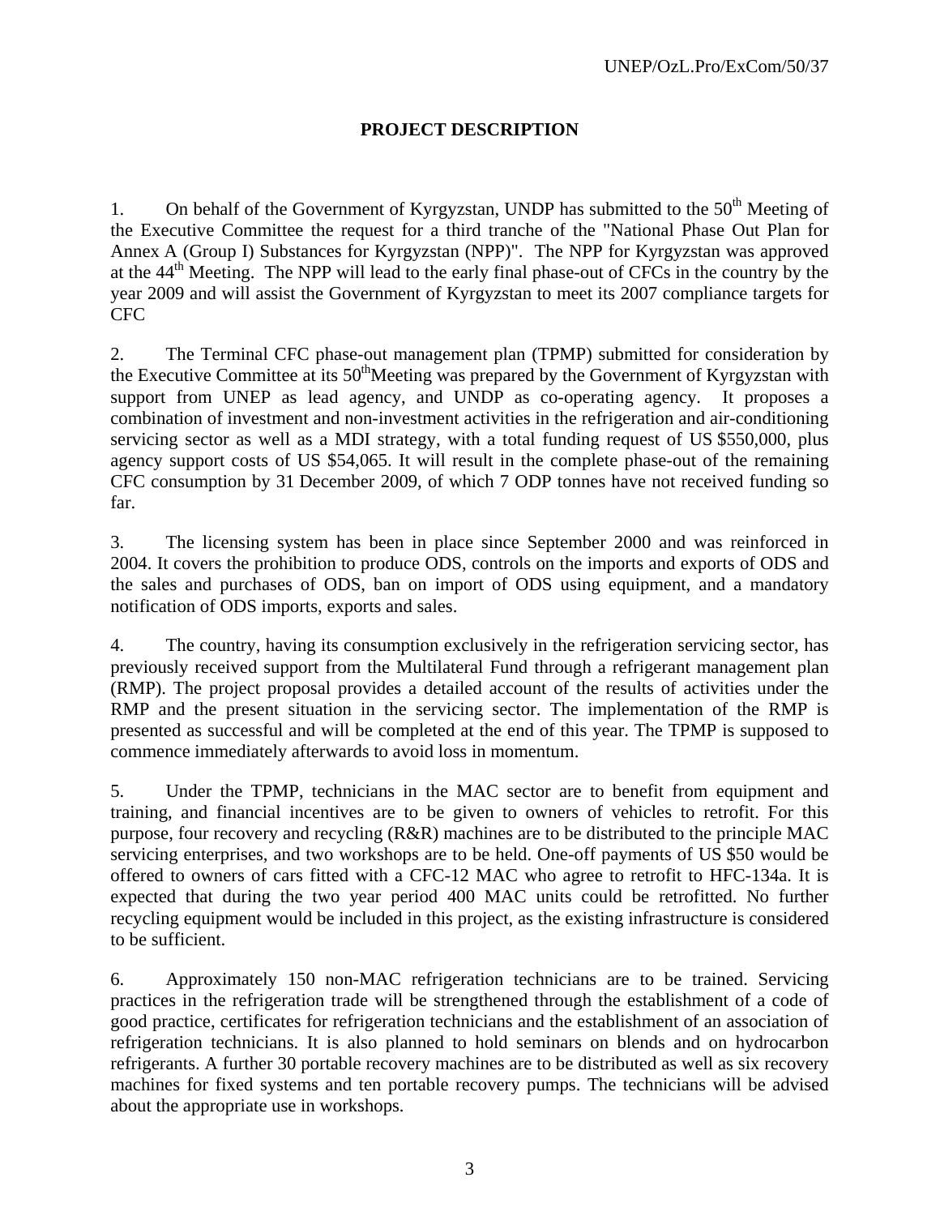# PROJECT DESCRIPTION

1. On behalf of the Government of Kyrgyzstan, UNDP has submitted to the 50th Meeting of the Executive Committee the request for a third tranche of the "National Phase Out Plan for Annex A (Group I) Substances for Kyrgyzstan (NPP)". The NPP for Kyrgyzstan was approved at the 44th Meeting. The NPP will lead to the early final phase-out of CFCs in the country by the year 2009 and will assist the Government of Kyrgyzstan to meet its 2007 compliance targets for CFC

2. The Terminal CFC phase-out management plan (TPMP) submitted for consideration by the Executive Committee at its 50thMeeting was prepared by the Government of Kyrgyzstan with support from UNEP as lead agency, and UNDP as co-operating agency. It proposes a combination of investment and non-investment activities in the refrigeration and air-conditioning servicing sector as well as a MDI strategy, with a total funding request of US $550,000, plus agency support costs of US $54,065. It will result in the complete phase-out of the remaining CFC consumption by 31 December 2009, of which 7 ODP tonnes have not received funding so far.

3. The licensing system has been in place since September 2000 and was reinforced in 2004. It covers the prohibition to produce ODS, controls on the imports and exports of ODS and the sales and purchases of ODS, ban on import of ODS using equipment, and a mandatory notification of ODS imports, exports and sales.

4. The country, having its consumption exclusively in the refrigeration servicing sector, has previously received support from the Multilateral Fund through a refrigerant management plan (RMP). The project proposal provides a detailed account of the results of activities under the RMP and the present situation in the servicing sector. The implementation of the RMP is presented as successful and will be completed at the end of this year. The TPMP is supposed to commence immediately afterwards to avoid loss in momentum.

5. Under the TPMP, technicians in the MAC sector are to benefit from equipment and training, and financial incentives are to be given to owners of vehicles to retrofit. For this purpose, four recovery and recycling (R&R) machines are to be distributed to the principle MAC servicing enterprises, and two workshops are to be held. One-off payments of US $50 would be offered to owners of cars fitted with a CFC-12 MAC who agree to retrofit to HFC-134a. It is expected that during the two year period 400 MAC units could be retrofitted. No further recycling equipment would be included in this project, as the existing infrastructure is considered to be sufficient.

6. Approximately 150 non-MAC refrigeration technicians are to be trained. Servicing practices in the refrigeration trade will be strengthened through the establishment of a code of good practice, certificates for refrigeration technicians and the establishment of an association of refrigeration technicians. It is also planned to hold seminars on blends and on hydrocarbon refrigerants. A further 30 portable recovery machines are to be distributed as well as six recovery machines for fixed systems and ten portable recovery pumps. The technicians will be advised about the appropriate use in workshops.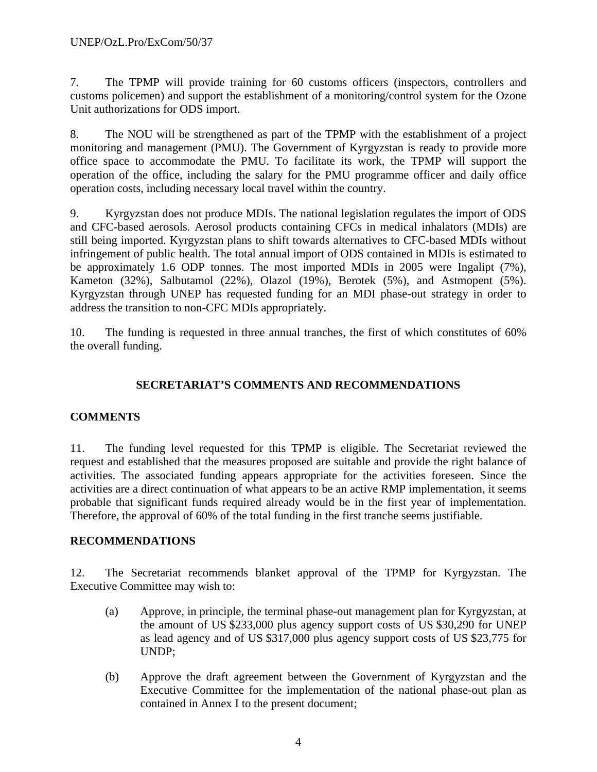7. The TPMP will provide training for 60 customs officers (inspectors, controllers and customs policemen) and support the establishment of a monitoring/control system for the Ozone Unit authorizations for ODS import.

8. The NOU will be strengthened as part of the TPMP with the establishment of a project monitoring and management (PMU). The Government of Kyrgyzstan is ready to provide more office space to accommodate the PMU. To facilitate its work, the TPMP will support the operation of the office, including the salary for the PMU programme officer and daily office operation costs, including necessary local travel within the country.

9. Kyrgyzstan does not produce MDIs. The national legislation regulates the import of ODS and CFC-based aerosols. Aerosol products containing CFCs in medical inhalators (MDIs) are still being imported. Kyrgyzstan plans to shift towards alternatives to CFC-based MDIs without infringement of public health. The total annual import of ODS contained in MDIs is estimated to be approximately 1.6 ODP tonnes. The most imported MDIs in 2005 were Ingalipt (7%), Kameton (32%), Salbutamol (22%), Olazol (19%), Berotek (5%), and Astmopent (5%). Kyrgyzstan through UNEP has requested funding for an MDI phase-out strategy in order to address the transition to non-CFC MDIs appropriately.

10. The funding is requested in three annual tranches, the first of which constitutes of 60% the overall funding.

## SECRETARIAT'S COMMENTS AND RECOMMENDATIONS

### COMMENTS

11. The funding level requested for this TPMP is eligible. The Secretariat reviewed the request and established that the measures proposed are suitable and provide the right balance of activities. The associated funding appears appropriate for the activities foreseen. Since the activities are a direct continuation of what appears to be an active RMP implementation, it seems probable that significant funds required already would be in the first year of implementation. Therefore, the approval of 60% of the total funding in the first tranche seems justifiable.

### RECOMMENDATIONS

12. The Secretariat recommends blanket approval of the TPMP for Kyrgyzstan. The Executive Committee may wish to:

(a) Approve, in principle, the terminal phase-out management plan for Kyrgyzstan, at the amount of US $233,000 plus agency support costs of US $30,290 for UNEP as lead agency and of US $317,000 plus agency support costs of US $23,775 for UNDP;

(b) Approve the draft agreement between the Government of Kyrgyzstan and the Executive Committee for the implementation of the national phase-out plan as contained in Annex I to the present document;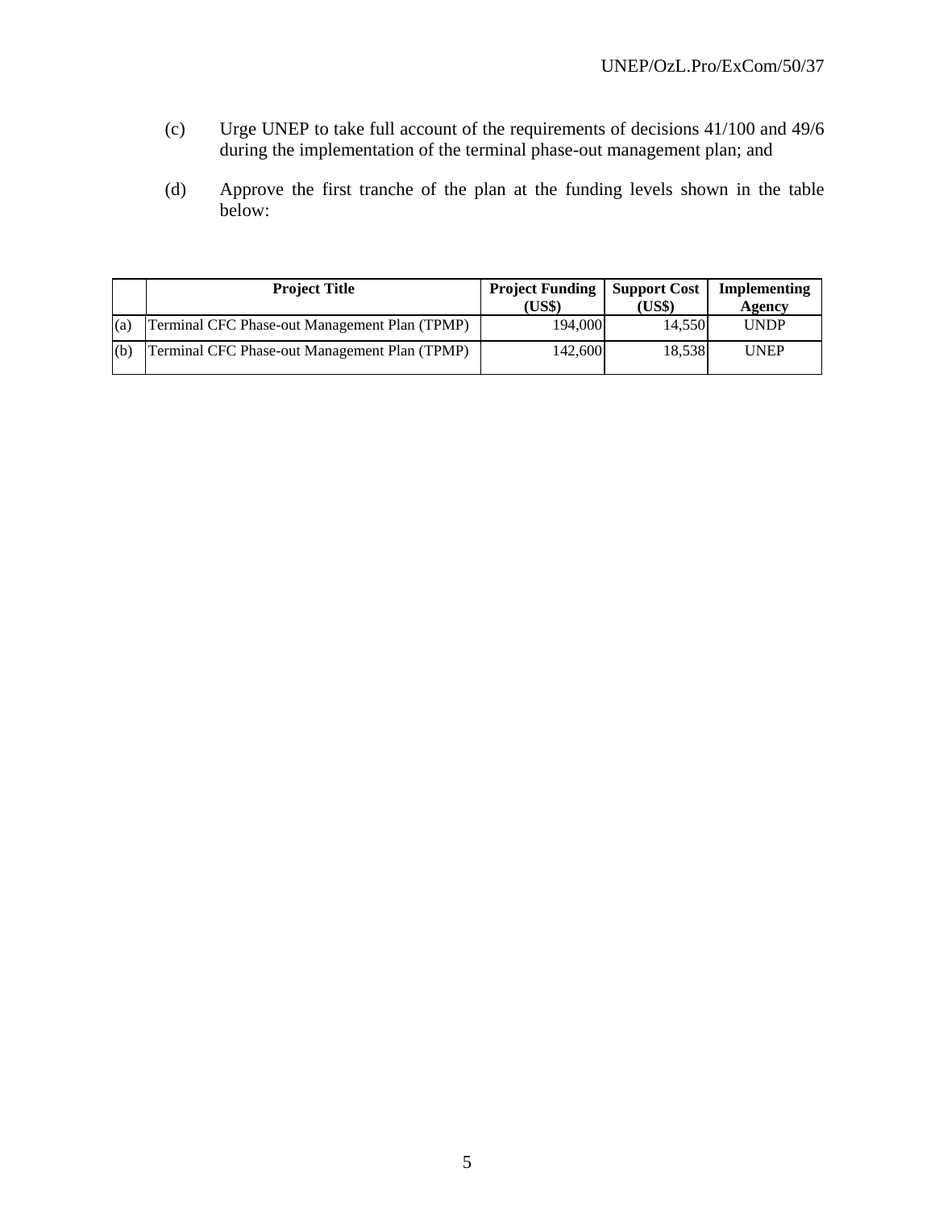(c) Urge UNEP to take full account of the requirements of decisions 41/100 and 49/6 during the implementation of the terminal phase-out management plan; and

(d) Approve the first tranche of the plan at the funding levels shown in the table below:

| | Project Title | Project Funding (US$) | Support Cost (US$) | Implementing Agency |
|---|---|---|---|---|
| (a) | Terminal CFC Phase-out Management Plan (TPMP) | 194,000 | 14,550 | UNDP |
| (b) | Terminal CFC Phase-out Management Plan (TPMP) | 142,600 | 18,538 | UNEP |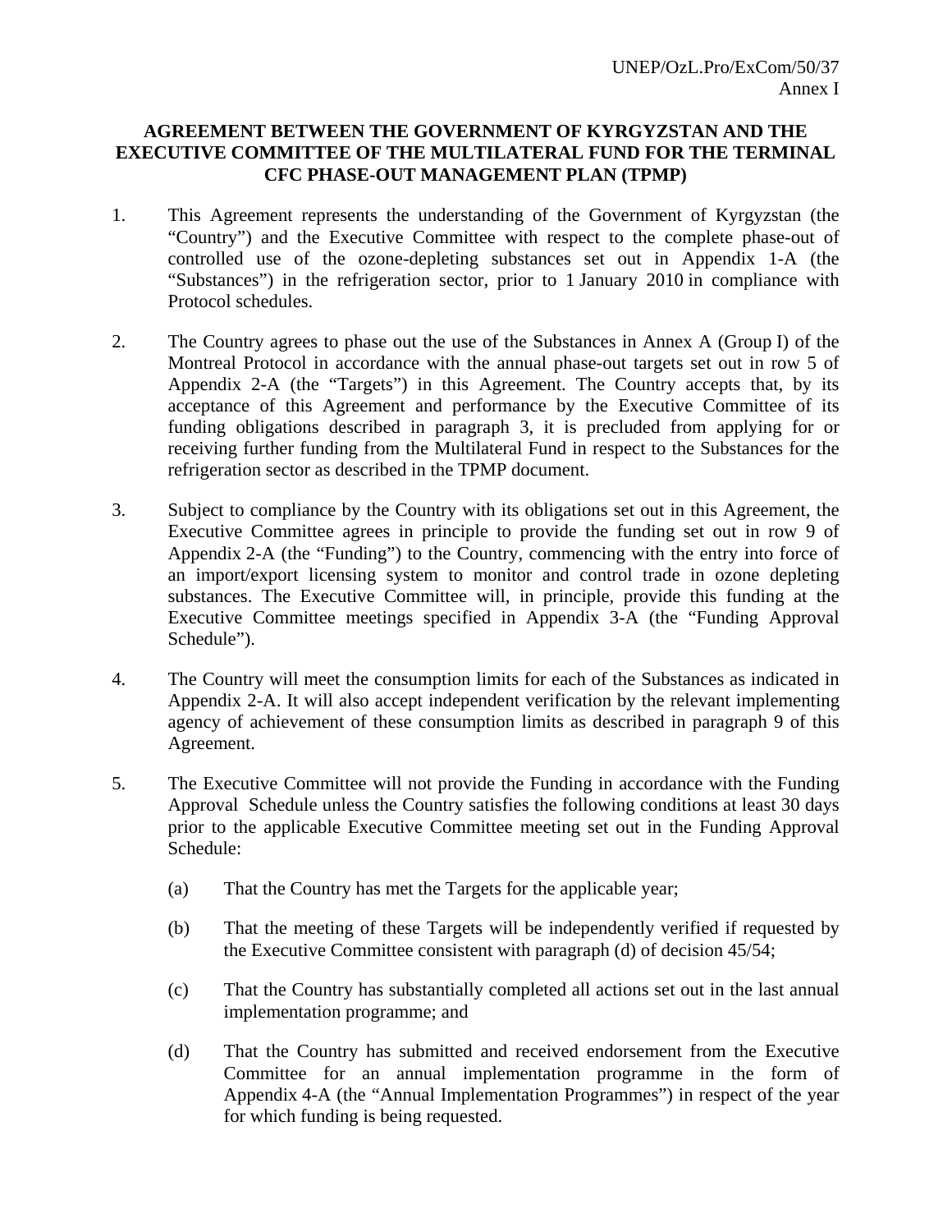**AGREEMENT BETWEEN THE GOVERNMENT OF KYRGYZSTAN AND THE EXECUTIVE COMMITTEE OF THE MULTILATERAL FUND FOR THE TERMINAL CFC PHASE-OUT MANAGEMENT PLAN (TPMP)**

1. This Agreement represents the understanding of the Government of Kyrgyzstan (the "Country") and the Executive Committee with respect to the complete phase-out of controlled use of the ozone-depleting substances set out in Appendix 1-A (the "Substances") in the refrigeration sector, prior to 1 January 2010 in compliance with Protocol schedules.

2. The Country agrees to phase out the use of the Substances in Annex A (Group I) of the Montreal Protocol in accordance with the annual phase-out targets set out in row 5 of Appendix 2-A (the "Targets") in this Agreement. The Country accepts that, by its acceptance of this Agreement and performance by the Executive Committee of its funding obligations described in paragraph 3, it is precluded from applying for or receiving further funding from the Multilateral Fund in respect to the Substances for the refrigeration sector as described in the TPMP document.

3. Subject to compliance by the Country with its obligations set out in this Agreement, the Executive Committee agrees in principle to provide the funding set out in row 9 of Appendix 2-A (the "Funding") to the Country, commencing with the entry into force of an import/export licensing system to monitor and control trade in ozone depleting substances. The Executive Committee will, in principle, provide this funding at the Executive Committee meetings specified in Appendix 3-A (the "Funding Approval Schedule").

4. The Country will meet the consumption limits for each of the Substances as indicated in Appendix 2-A. It will also accept independent verification by the relevant implementing agency of achievement of these consumption limits as described in paragraph 9 of this Agreement.

5. The Executive Committee will not provide the Funding in accordance with the Funding Approval Schedule unless the Country satisfies the following conditions at least 30 days prior to the applicable Executive Committee meeting set out in the Funding Approval Schedule:

   (a) That the Country has met the Targets for the applicable year;

   (b) That the meeting of these Targets will be independently verified if requested by the Executive Committee consistent with paragraph (d) of decision 45/54;

   (c) That the Country has substantially completed all actions set out in the last annual implementation programme; and

   (d) That the Country has submitted and received endorsement from the Executive Committee for an annual implementation programme in the form of Appendix 4-A (the "Annual Implementation Programmes") in respect of the year for which funding is being requested.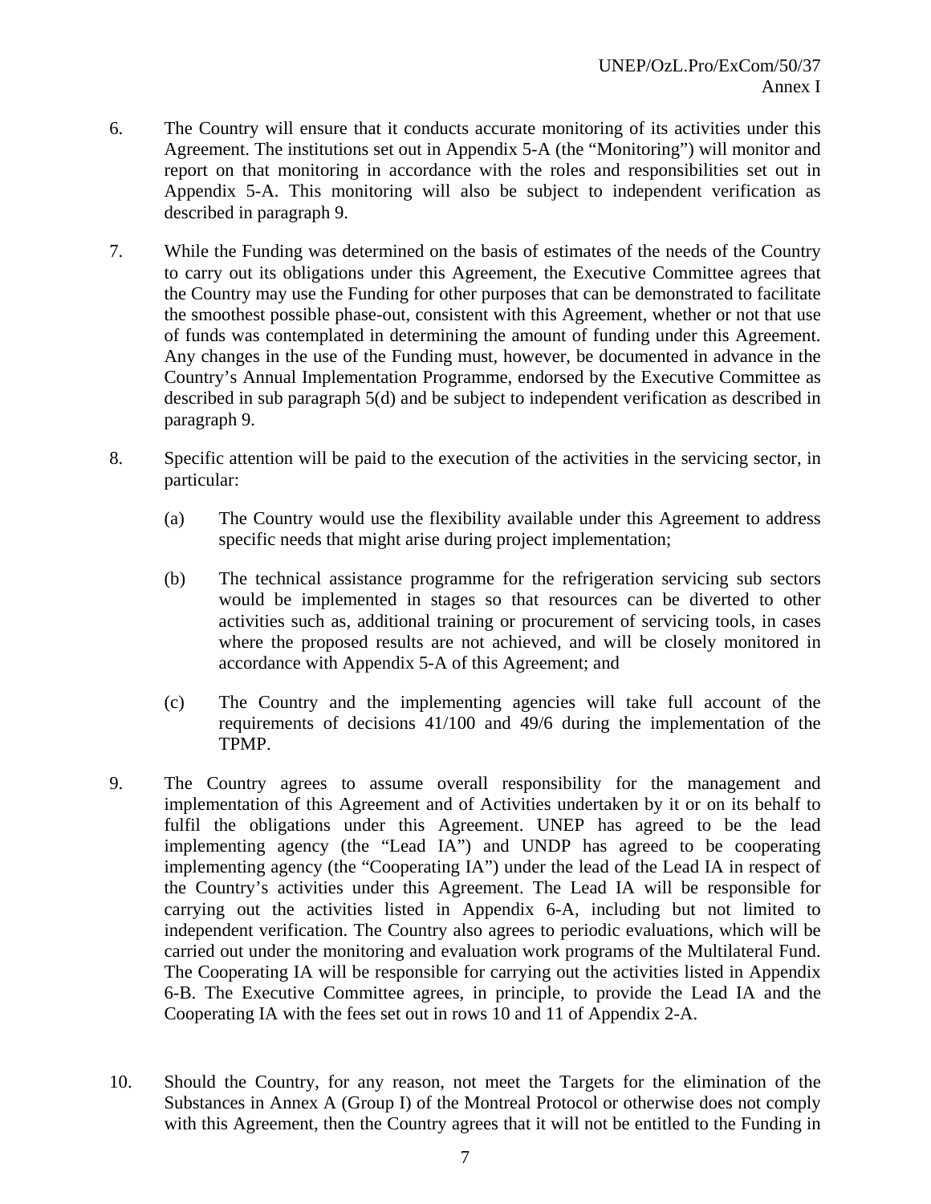6. The Country will ensure that it conducts accurate monitoring of its activities under this Agreement. The institutions set out in Appendix 5-A (the "Monitoring") will monitor and report on that monitoring in accordance with the roles and responsibilities set out in Appendix 5-A. This monitoring will also be subject to independent verification as described in paragraph 9.

7. While the Funding was determined on the basis of estimates of the needs of the Country to carry out its obligations under this Agreement, the Executive Committee agrees that the Country may use the Funding for other purposes that can be demonstrated to facilitate the smoothest possible phase-out, consistent with this Agreement, whether or not that use of funds was contemplated in determining the amount of funding under this Agreement. Any changes in the use of the Funding must, however, be documented in advance in the Country's Annual Implementation Programme, endorsed by the Executive Committee as described in sub paragraph 5(d) and be subject to independent verification as described in paragraph 9.

8. Specific attention will be paid to the execution of the activities in the servicing sector, in particular:

   (a) The Country would use the flexibility available under this Agreement to address specific needs that might arise during project implementation;

   (b) The technical assistance programme for the refrigeration servicing sub sectors would be implemented in stages so that resources can be diverted to other activities such as, additional training or procurement of servicing tools, in cases where the proposed results are not achieved, and will be closely monitored in accordance with Appendix 5-A of this Agreement; and

   (c) The Country and the implementing agencies will take full account of the requirements of decisions 41/100 and 49/6 during the implementation of the TPMP.

9. The Country agrees to assume overall responsibility for the management and implementation of this Agreement and of Activities undertaken by it or on its behalf to fulfil the obligations under this Agreement. UNEP has agreed to be the lead implementing agency (the "Lead IA") and UNDP has agreed to be cooperating implementing agency (the "Cooperating IA") under the lead of the Lead IA in respect of the Country's activities under this Agreement. The Lead IA will be responsible for carrying out the activities listed in Appendix 6-A, including but not limited to independent verification. The Country also agrees to periodic evaluations, which will be carried out under the monitoring and evaluation work programs of the Multilateral Fund. The Cooperating IA will be responsible for carrying out the activities listed in Appendix 6-B. The Executive Committee agrees, in principle, to provide the Lead IA and the Cooperating IA with the fees set out in rows 10 and 11 of Appendix 2-A.

10. Should the Country, for any reason, not meet the Targets for the elimination of the Substances in Annex A (Group I) of the Montreal Protocol or otherwise does not comply with this Agreement, then the Country agrees that it will not be entitled to the Funding in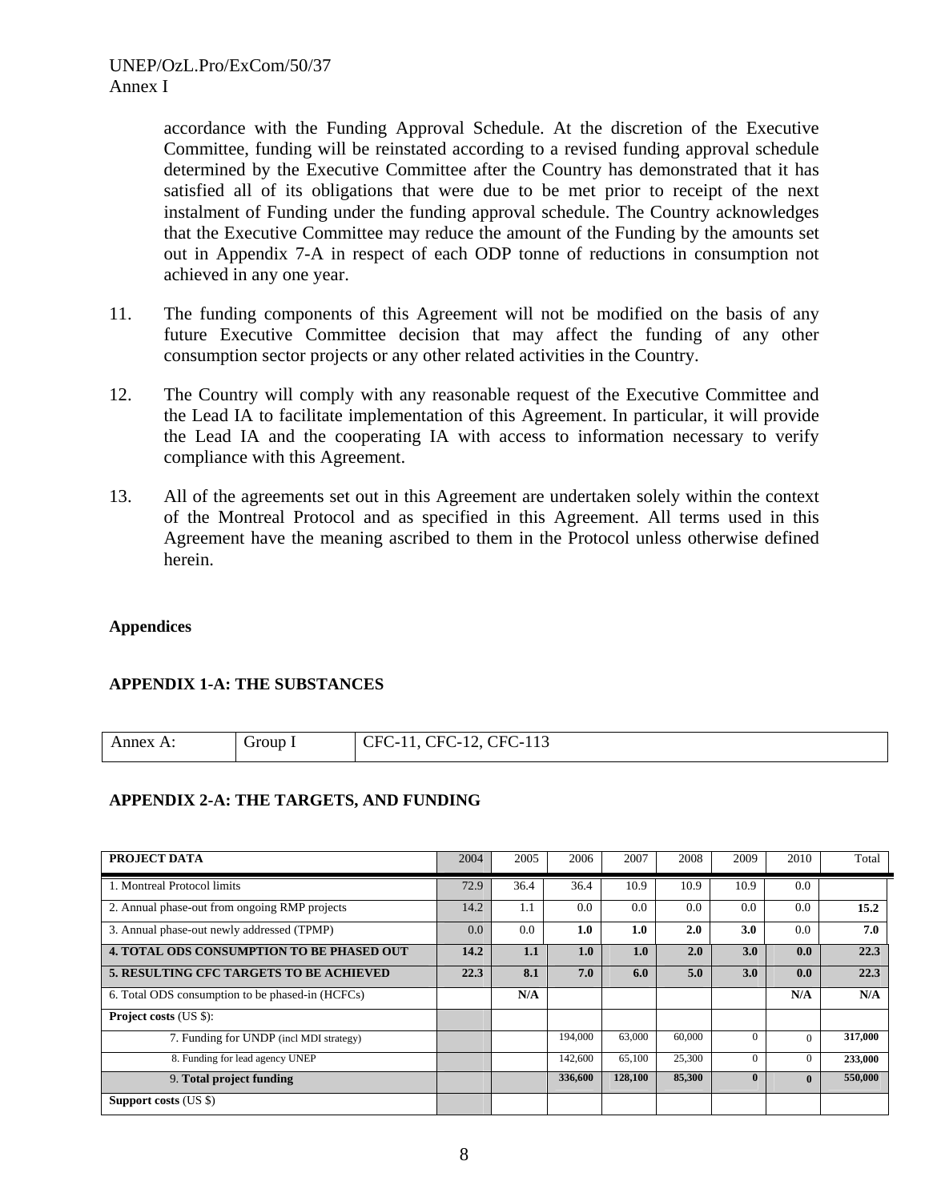accordance with the Funding Approval Schedule. At the discretion of the Executive Committee, funding will be reinstated according to a revised funding approval schedule determined by the Executive Committee after the Country has demonstrated that it has satisfied all of its obligations that were due to be met prior to receipt of the next instalment of Funding under the funding approval schedule. The Country acknowledges that the Executive Committee may reduce the amount of the Funding by the amounts set out in Appendix 7-A in respect of each ODP tonne of reductions in consumption not achieved in any one year.

11. The funding components of this Agreement will not be modified on the basis of any future Executive Committee decision that may affect the funding of any other consumption sector projects or any other related activities in the Country.

12. The Country will comply with any reasonable request of the Executive Committee and the Lead IA to facilitate implementation of this Agreement. In particular, it will provide the Lead IA and the cooperating IA with access to information necessary to verify compliance with this Agreement.

13. All of the agreements set out in this Agreement are undertaken solely within the context of the Montreal Protocol and as specified in this Agreement. All terms used in this Agreement have the meaning ascribed to them in the Protocol unless otherwise defined herein.

**Appendices**

**APPENDIX 1-A: THE SUBSTANCES**

| | | |
|---|---|---|
| Annex A: | Group I | CFC-11, CFC-12, CFC-113 |

**APPENDIX 2-A: THE TARGETS, AND FUNDING**

| PROJECT DATA | 2004 | 2005 | 2006 | 2007 | 2008 | 2009 | 2010 | Total |
|---|---|---|---|---|---|---|---|---|
| 1. Montreal Protocol limits | 72.9 | 36.4 | 36.4 | 10.9 | 10.9 | 10.9 | 0.0 | |
| 2. Annual phase-out from ongoing RMP projects | 14.2 | 1.1 | 0.0 | 0.0 | 0.0 | 0.0 | 0.0 | **15.2** |
| 3. Annual phase-out newly addressed (TPMP) | 0.0 | 0.0 | **1.0** | **1.0** | **2.0** | **3.0** | 0.0 | **7.0** |
| **4. TOTAL ODS CONSUMPTION TO BE PHASED OUT** | **14.2** | **1.1** | **1.0** | **1.0** | **2.0** | **3.0** | **0.0** | **22.3** |
| **5. RESULTING CFC TARGETS TO BE ACHIEVED** | **22.3** | **8.1** | **7.0** | **6.0** | **5.0** | **3.0** | **0.0** | **22.3** |
| 6. Total ODS consumption to be phased-in (HCFCs) | | **N/A** | | | | | **N/A** | **N/A** |
| **Project costs** (US $): | | | | | | | | |
| 7. Funding for UNDP (incl MDI strategy) | | | 194,000 | 63,000 | 60,000 | 0 | 0 | **317,000** |
| 8. Funding for lead agency UNEP | | | 142,600 | 65,100 | 25,300 | 0 | 0 | **233,000** |
| 9. **Total project funding** | | | **336,600** | **128,100** | **85,300** | **0** | **0** | **550,000** |
| **Support costs** (US $) | | | | | | | | |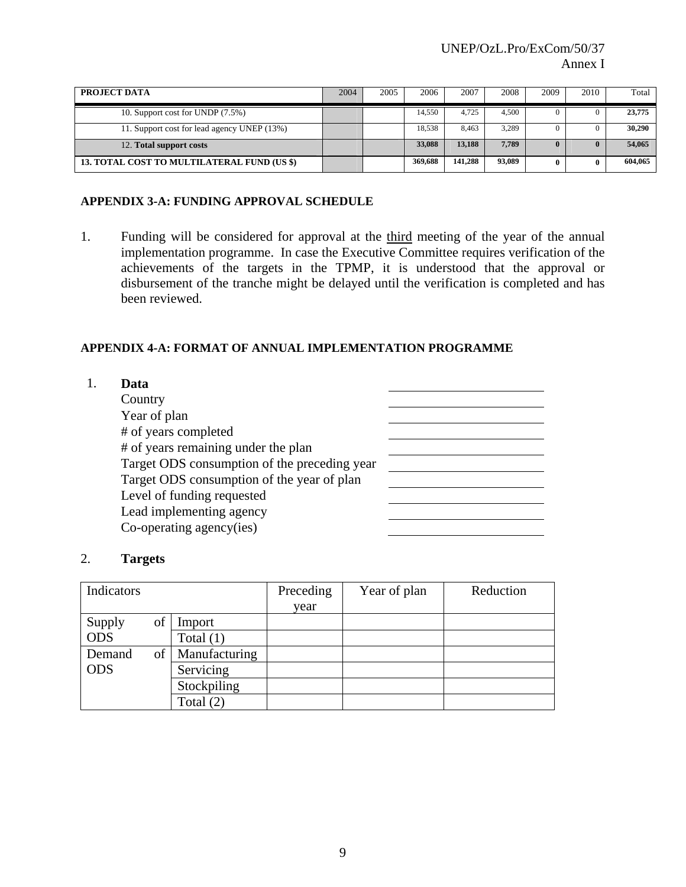| PROJECT DATA | 2004 | 2005 | 2006 | 2007 | 2008 | 2009 | 2010 | Total |
|---|---|---|---|---|---|---|---|---|
| 10. Support cost for UNDP (7.5%) | | | 14,550 | 4,725 | 4,500 | 0 | 0 | **23,775** |
| 11. Support cost for lead agency UNEP (13%) | | | 18,538 | 8,463 | 3,289 | 0 | 0 | **30,290** |
| 12. **Total support costs** | | | **33,088** | **13,188** | **7,789** | **0** | **0** | **54,065** |
| **13. TOTAL COST TO MULTILATERAL FUND (US $)** | | | **369,688** | **141,288** | **93,089** | **0** | **0** | **604,065** |

**APPENDIX 3-A: FUNDING APPROVAL SCHEDULE**

1. Funding will be considered for approval at the third meeting of the year of the annual implementation programme. In case the Executive Committee requires verification of the achievements of the targets in the TPMP, it is understood that the approval or disbursement of the tranche might be delayed until the verification is completed and has been reviewed.

**APPENDIX 4-A: FORMAT OF ANNUAL IMPLEMENTATION PROGRAMME**

1. **Data**

Country \_\_\_\_\_\_\_\_\_\_\_\_\_\_\_\_\_\_\_\_
Year of plan \_\_\_\_\_\_\_\_\_\_\_\_\_\_\_\_\_\_\_\_
# of years completed \_\_\_\_\_\_\_\_\_\_\_\_\_\_\_\_\_\_\_\_
# of years remaining under the plan \_\_\_\_\_\_\_\_\_\_\_\_\_\_\_\_\_\_\_\_
Target ODS consumption of the preceding year \_\_\_\_\_\_\_\_\_\_\_\_\_\_\_\_\_\_\_\_
Target ODS consumption of the year of plan \_\_\_\_\_\_\_\_\_\_\_\_\_\_\_\_\_\_\_\_
Level of funding requested \_\_\_\_\_\_\_\_\_\_\_\_\_\_\_\_\_\_\_\_
Lead implementing agency \_\_\_\_\_\_\_\_\_\_\_\_\_\_\_\_\_\_\_\_
Co-operating agency(ies) \_\_\_\_\_\_\_\_\_\_\_\_\_\_\_\_\_\_\_\_

2. **Targets**

| Indicators | | Preceding year | Year of plan | Reduction |
|---|---|---|---|---|
| Supply of ODS | Import | | | |
| | Total (1) | | | |
| Demand of ODS | Manufacturing | | | |
| | Servicing | | | |
| | Stockpiling | | | |
| | Total (2) | | | |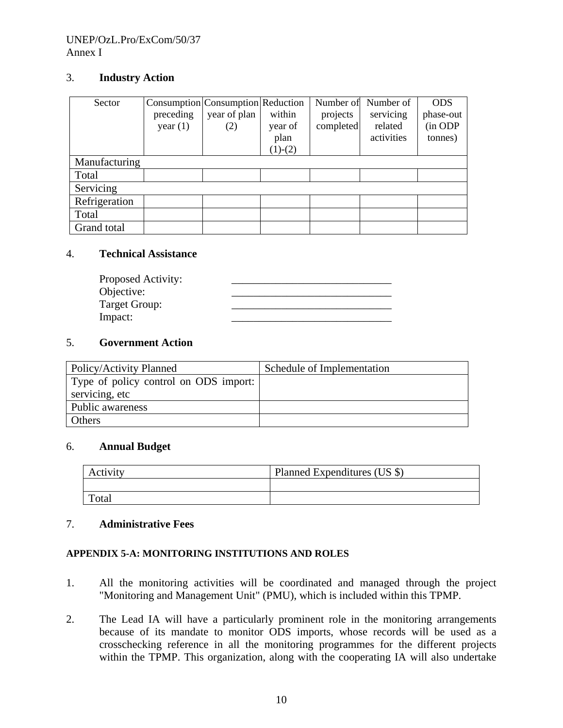3. **Industry Action**

| Sector | Consumption preceding year (1) | Consumption year of plan (2) | Reduction within year of plan (1)-(2) | Number of projects completed | Number of servicing related activities | ODS phase-out (in ODP tonnes) |
|---|---|---|---|---|---|---|
| Manufacturing | | | | | | |
| Total | | | | | | |
| Servicing | | | | | | |
| Refrigeration | | | | | | |
| Total | | | | | | |
| Grand total | | | | | | |

4. **Technical Assistance**

Proposed Activity: _____________________________
Objective: _____________________________
Target Group: _____________________________
Impact: _____________________________

5. **Government Action**

| Policy/Activity Planned | Schedule of Implementation |
|---|---|
| Type of policy control on ODS import: servicing, etc | |
| Public awareness | |
| Others | |

6. **Annual Budget**

| Activity | Planned Expenditures (US $) |
|---|---|
| | |
| Total | |

7. **Administrative Fees**

**APPENDIX 5-A: MONITORING INSTITUTIONS AND ROLES**

1. All the monitoring activities will be coordinated and managed through the project "Monitoring and Management Unit" (PMU), which is included within this TPMP.

2. The Lead IA will have a particularly prominent role in the monitoring arrangements because of its mandate to monitor ODS imports, whose records will be used as a crosschecking reference in all the monitoring programmes for the different projects within the TPMP. This organization, along with the cooperating IA will also undertake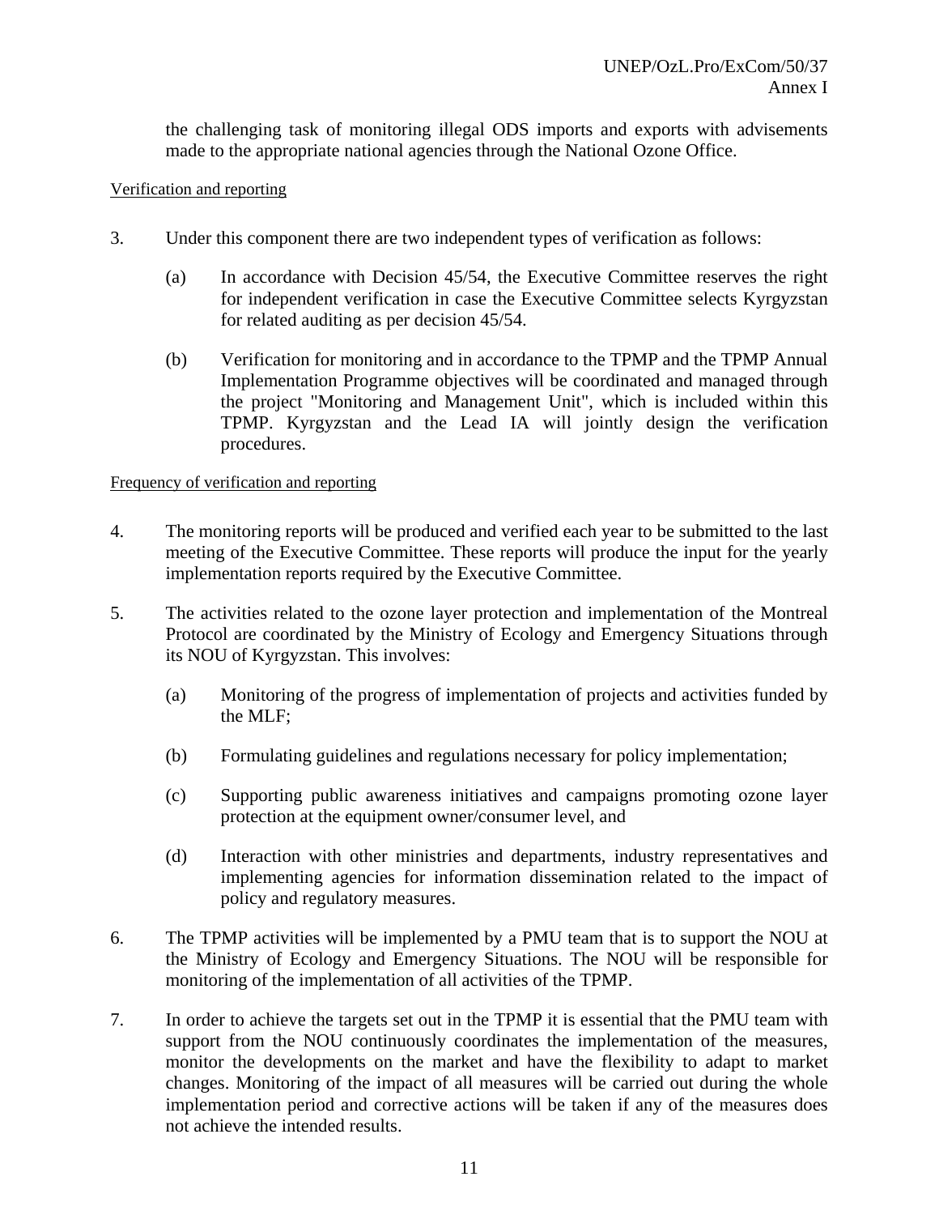the challenging task of monitoring illegal ODS imports and exports with advisements made to the appropriate national agencies through the National Ozone Office.

Verification and reporting

3. Under this component there are two independent types of verification as follows:

   (a) In accordance with Decision 45/54, the Executive Committee reserves the right for independent verification in case the Executive Committee selects Kyrgyzstan for related auditing as per decision 45/54.

   (b) Verification for monitoring and in accordance to the TPMP and the TPMP Annual Implementation Programme objectives will be coordinated and managed through the project "Monitoring and Management Unit", which is included within this TPMP. Kyrgyzstan and the Lead IA will jointly design the verification procedures.

Frequency of verification and reporting

4. The monitoring reports will be produced and verified each year to be submitted to the last meeting of the Executive Committee. These reports will produce the input for the yearly implementation reports required by the Executive Committee.

5. The activities related to the ozone layer protection and implementation of the Montreal Protocol are coordinated by the Ministry of Ecology and Emergency Situations through its NOU of Kyrgyzstan. This involves:

   (a) Monitoring of the progress of implementation of projects and activities funded by the MLF;

   (b) Formulating guidelines and regulations necessary for policy implementation;

   (c) Supporting public awareness initiatives and campaigns promoting ozone layer protection at the equipment owner/consumer level, and

   (d) Interaction with other ministries and departments, industry representatives and implementing agencies for information dissemination related to the impact of policy and regulatory measures.

6. The TPMP activities will be implemented by a PMU team that is to support the NOU at the Ministry of Ecology and Emergency Situations. The NOU will be responsible for monitoring of the implementation of all activities of the TPMP.

7. In order to achieve the targets set out in the TPMP it is essential that the PMU team with support from the NOU continuously coordinates the implementation of the measures, monitor the developments on the market and have the flexibility to adapt to market changes. Monitoring of the impact of all measures will be carried out during the whole implementation period and corrective actions will be taken if any of the measures does not achieve the intended results.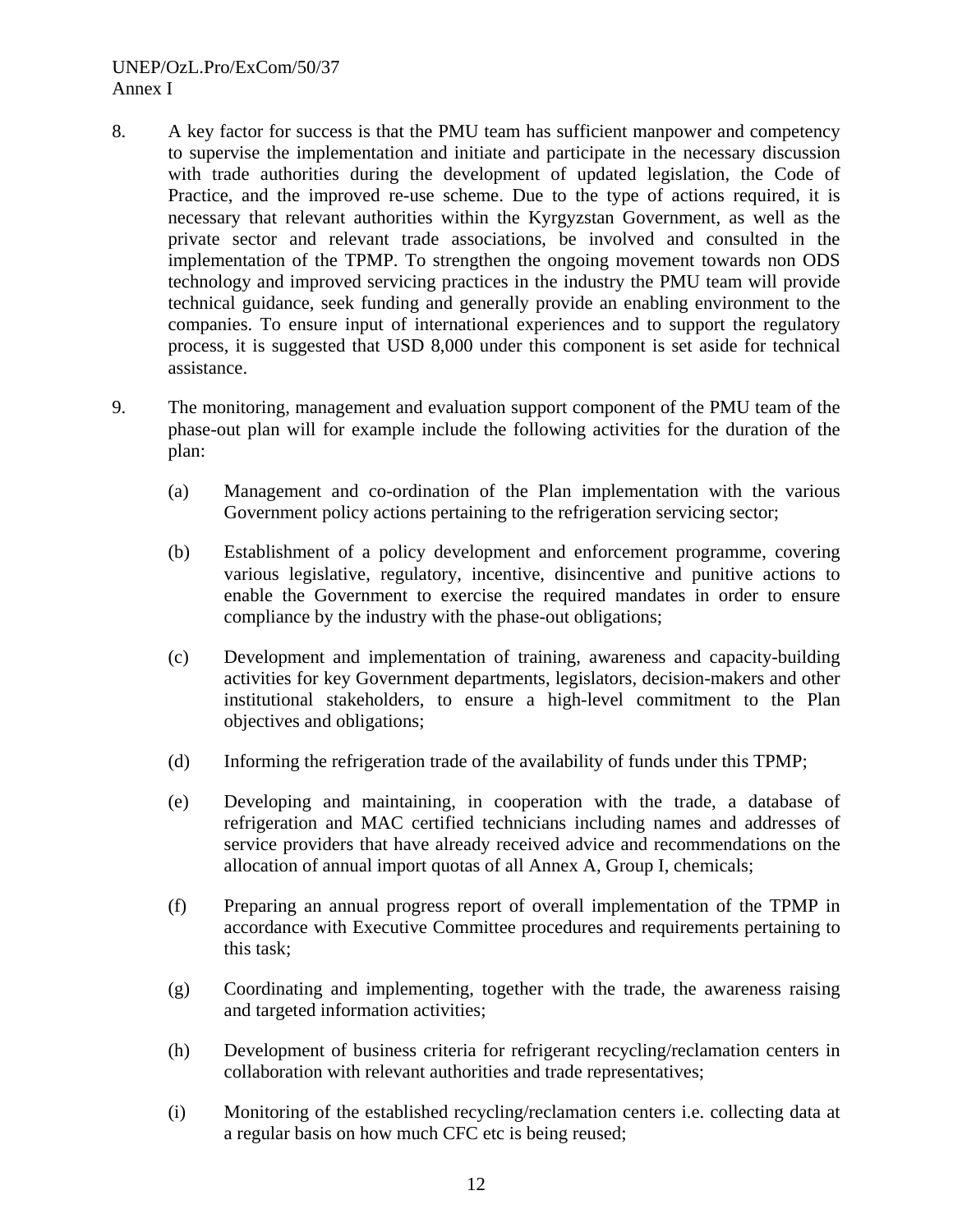8. A key factor for success is that the PMU team has sufficient manpower and competency to supervise the implementation and initiate and participate in the necessary discussion with trade authorities during the development of updated legislation, the Code of Practice, and the improved re-use scheme. Due to the type of actions required, it is necessary that relevant authorities within the Kyrgyzstan Government, as well as the private sector and relevant trade associations, be involved and consulted in the implementation of the TPMP. To strengthen the ongoing movement towards non ODS technology and improved servicing practices in the industry the PMU team will provide technical guidance, seek funding and generally provide an enabling environment to the companies. To ensure input of international experiences and to support the regulatory process, it is suggested that USD 8,000 under this component is set aside for technical assistance.

9. The monitoring, management and evaluation support component of the PMU team of the phase-out plan will for example include the following activities for the duration of the plan:

   (a) Management and co-ordination of the Plan implementation with the various Government policy actions pertaining to the refrigeration servicing sector;

   (b) Establishment of a policy development and enforcement programme, covering various legislative, regulatory, incentive, disincentive and punitive actions to enable the Government to exercise the required mandates in order to ensure compliance by the industry with the phase-out obligations;

   (c) Development and implementation of training, awareness and capacity-building activities for key Government departments, legislators, decision-makers and other institutional stakeholders, to ensure a high-level commitment to the Plan objectives and obligations;

   (d) Informing the refrigeration trade of the availability of funds under this TPMP;

   (e) Developing and maintaining, in cooperation with the trade, a database of refrigeration and MAC certified technicians including names and addresses of service providers that have already received advice and recommendations on the allocation of annual import quotas of all Annex A, Group I, chemicals;

   (f) Preparing an annual progress report of overall implementation of the TPMP in accordance with Executive Committee procedures and requirements pertaining to this task;

   (g) Coordinating and implementing, together with the trade, the awareness raising and targeted information activities;

   (h) Development of business criteria for refrigerant recycling/reclamation centers in collaboration with relevant authorities and trade representatives;

   (i) Monitoring of the established recycling/reclamation centers i.e. collecting data at a regular basis on how much CFC etc is being reused;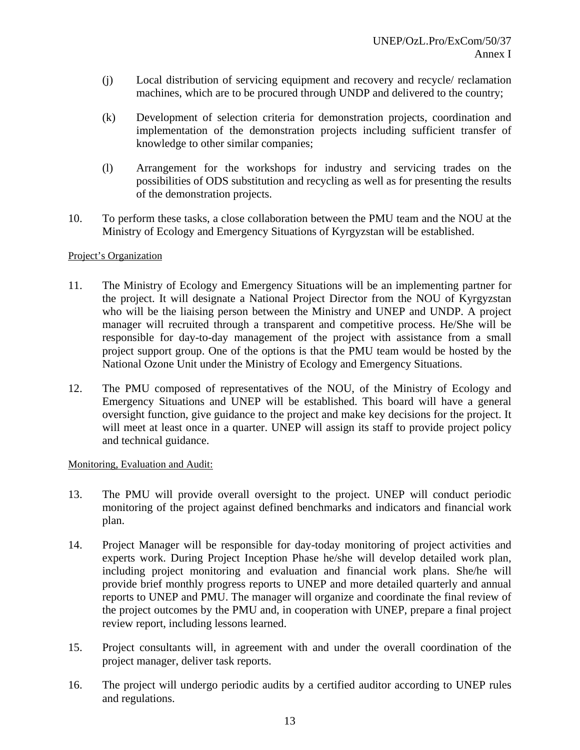(j) Local distribution of servicing equipment and recovery and recycle/ reclamation machines, which are to be procured through UNDP and delivered to the country;

(k) Development of selection criteria for demonstration projects, coordination and implementation of the demonstration projects including sufficient transfer of knowledge to other similar companies;

(l) Arrangement for the workshops for industry and servicing trades on the possibilities of ODS substitution and recycling as well as for presenting the results of the demonstration projects.

10. To perform these tasks, a close collaboration between the PMU team and the NOU at the Ministry of Ecology and Emergency Situations of Kyrgyzstan will be established.

<u>Project's Organization</u>

11. The Ministry of Ecology and Emergency Situations will be an implementing partner for the project. It will designate a National Project Director from the NOU of Kyrgyzstan who will be the liaising person between the Ministry and UNEP and UNDP. A project manager will recruited through a transparent and competitive process. He/She will be responsible for day-to-day management of the project with assistance from a small project support group. One of the options is that the PMU team would be hosted by the National Ozone Unit under the Ministry of Ecology and Emergency Situations.

12. The PMU composed of representatives of the NOU, of the Ministry of Ecology and Emergency Situations and UNEP will be established. This board will have a general oversight function, give guidance to the project and make key decisions for the project. It will meet at least once in a quarter. UNEP will assign its staff to provide project policy and technical guidance.

<u>Monitoring, Evaluation and Audit:</u>

13. The PMU will provide overall oversight to the project. UNEP will conduct periodic monitoring of the project against defined benchmarks and indicators and financial work plan.

14. Project Manager will be responsible for day-today monitoring of project activities and experts work. During Project Inception Phase he/she will develop detailed work plan, including project monitoring and evaluation and financial work plans. She/he will provide brief monthly progress reports to UNEP and more detailed quarterly and annual reports to UNEP and PMU. The manager will organize and coordinate the final review of the project outcomes by the PMU and, in cooperation with UNEP, prepare a final project review report, including lessons learned.

15. Project consultants will, in agreement with and under the overall coordination of the project manager, deliver task reports.

16. The project will undergo periodic audits by a certified auditor according to UNEP rules and regulations.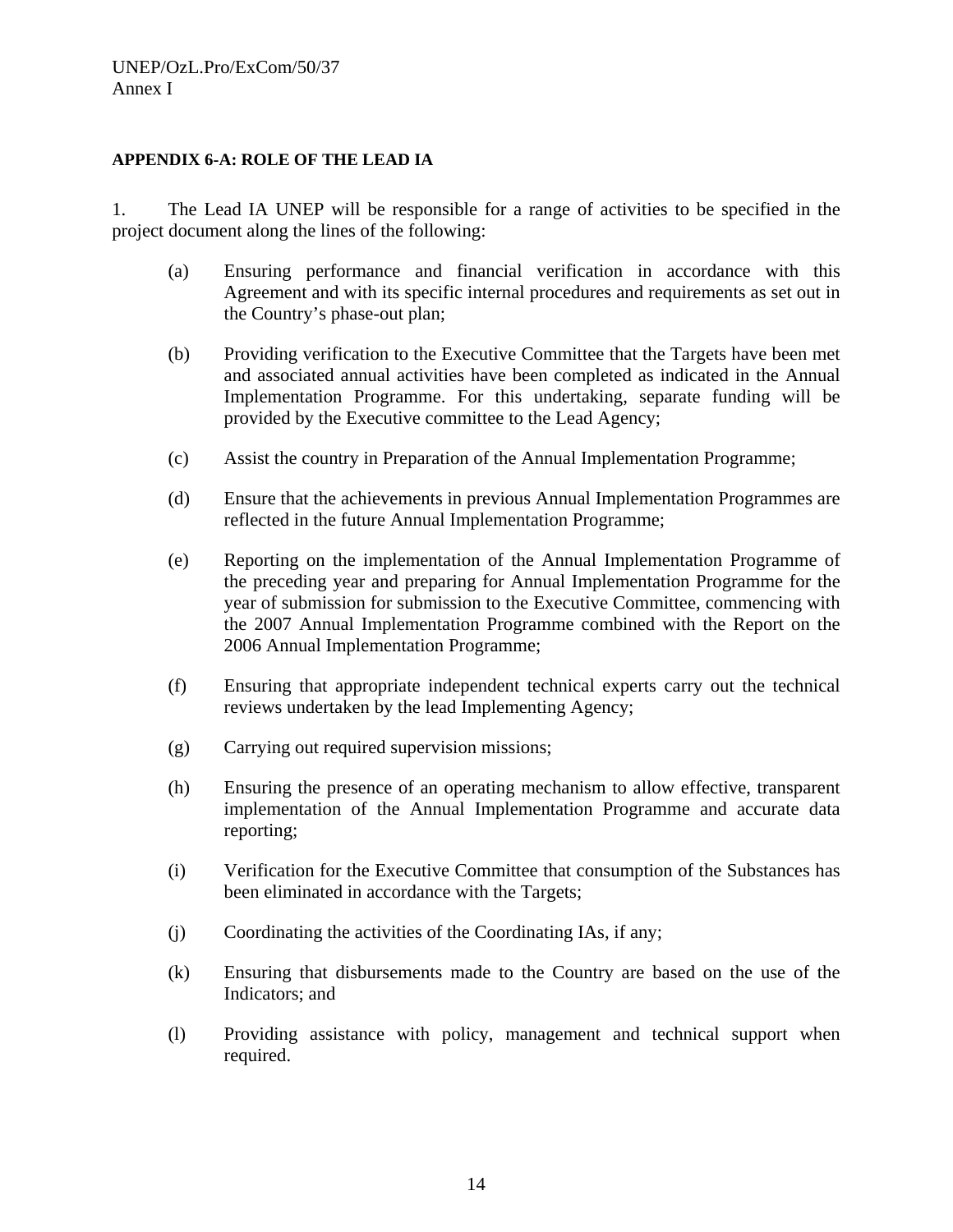**APPENDIX 6-A: ROLE OF THE LEAD IA**

1. The Lead IA UNEP will be responsible for a range of activities to be specified in the project document along the lines of the following:

   (a) Ensuring performance and financial verification in accordance with this Agreement and with its specific internal procedures and requirements as set out in the Country's phase-out plan;

   (b) Providing verification to the Executive Committee that the Targets have been met and associated annual activities have been completed as indicated in the Annual Implementation Programme. For this undertaking, separate funding will be provided by the Executive committee to the Lead Agency;

   (c) Assist the country in Preparation of the Annual Implementation Programme;

   (d) Ensure that the achievements in previous Annual Implementation Programmes are reflected in the future Annual Implementation Programme;

   (e) Reporting on the implementation of the Annual Implementation Programme of the preceding year and preparing for Annual Implementation Programme for the year of submission for submission to the Executive Committee, commencing with the 2007 Annual Implementation Programme combined with the Report on the 2006 Annual Implementation Programme;

   (f) Ensuring that appropriate independent technical experts carry out the technical reviews undertaken by the lead Implementing Agency;

   (g) Carrying out required supervision missions;

   (h) Ensuring the presence of an operating mechanism to allow effective, transparent implementation of the Annual Implementation Programme and accurate data reporting;

   (i) Verification for the Executive Committee that consumption of the Substances has been eliminated in accordance with the Targets;

   (j) Coordinating the activities of the Coordinating IAs, if any;

   (k) Ensuring that disbursements made to the Country are based on the use of the Indicators; and

   (l) Providing assistance with policy, management and technical support when required.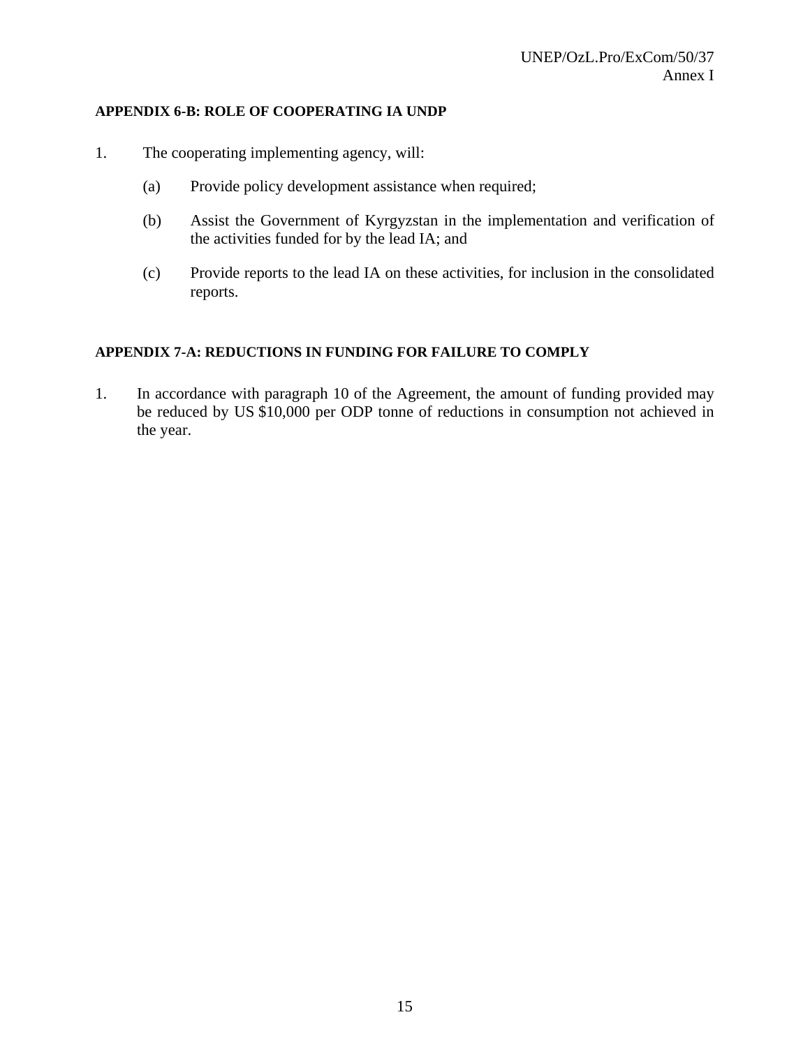**APPENDIX 6-B: ROLE OF COOPERATING IA UNDP**

1. The cooperating implementing agency, will:

   (a) Provide policy development assistance when required;

   (b) Assist the Government of Kyrgyzstan in the implementation and verification of the activities funded for by the lead IA; and

   (c) Provide reports to the lead IA on these activities, for inclusion in the consolidated reports.

**APPENDIX 7-A: REDUCTIONS IN FUNDING FOR FAILURE TO COMPLY**

1. In accordance with paragraph 10 of the Agreement, the amount of funding provided may be reduced by US $10,000 per ODP tonne of reductions in consumption not achieved in the year.